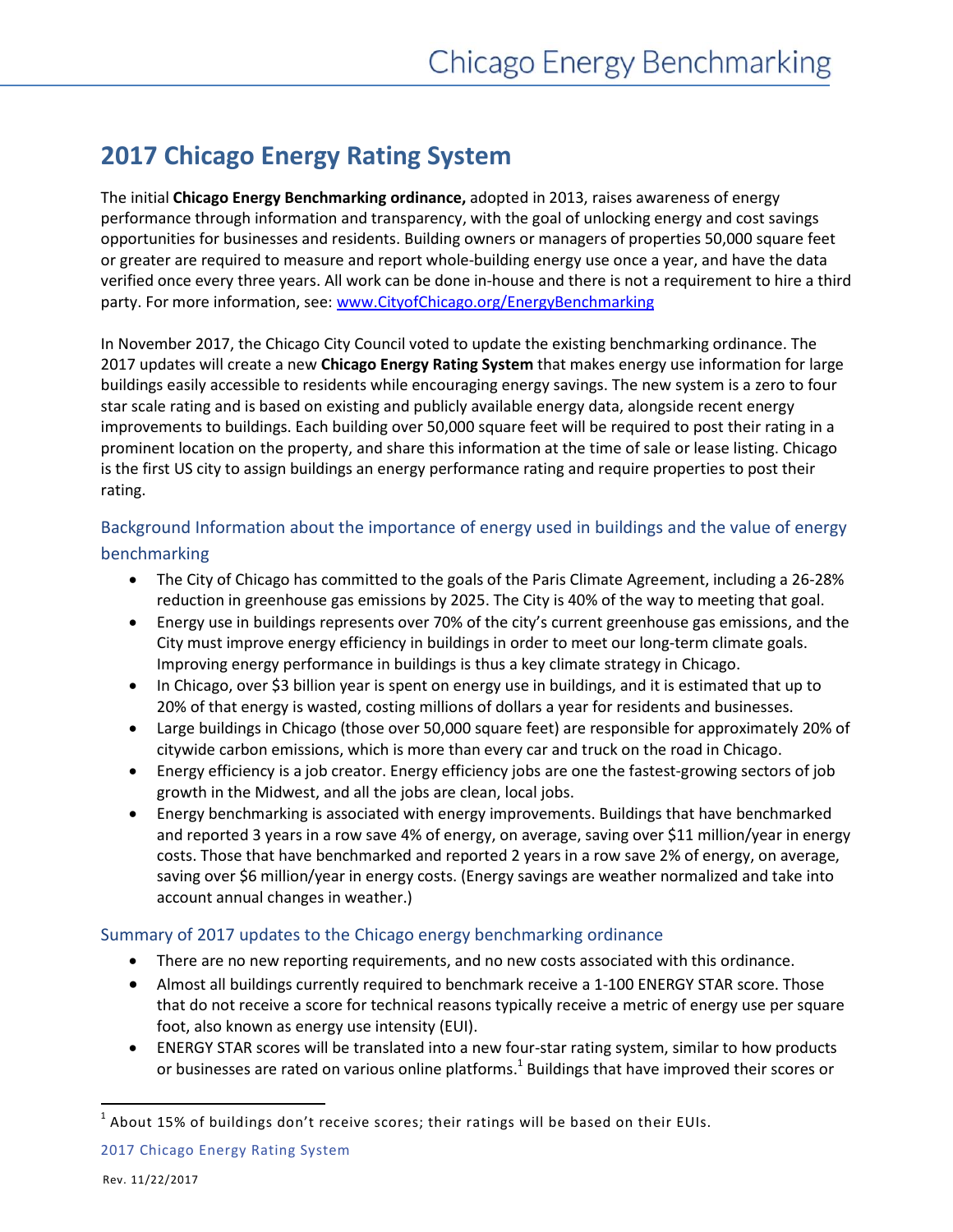# 2017 Chicago Energy Rating System

The initial **Chicago Energy Benchmarking ordinance,** adopted in 2013, raises awareness of energy performance through information and transparency, with the goal of unlocking energy and cost savings opportunities for businesses and residents. Building owners or managers of properties 50,000 square feet or greater are required to measure and report whole-building energy use once a year, and have the data verified once every three years. All work can be done in-house and there is not a requirement to hire a third party. For more information, see: [www.CityofChicago.org/EnergyBenchmarking](www.CityofChicago.org/EnergyBenchmarking)

In November 2017, the Chicago City Council voted to update the existing benchmarking ordinance. The 2017 updates will create a new **Chicago Energy Rating System** that makes energy use information for large buildings easily accessible to residents while encouraging energy savings. The new system is a zero to four star scale rating and is based on existing and publicly available energy data, alongside recent energy improvements to buildings. Each building over 50,000 square feet will be required to post their rating in a prominent location on the property, and share this information at the time of sale or lease listing. Chicago is the first US city to assign buildings an energy performance rating and require properties to post their rating.

## Background Information about the importance of energy used in buildings and the value of energy benchmarking

- The City of Chicago has committed to the goals of the Paris Climate Agreement, including a 26-28% reduction in greenhouse gas emissions by 2025. The City is 40% of the way to meeting that goal.
- Energy use in buildings represents over 70% of the city's current greenhouse gas emissions, and the City must improve energy efficiency in buildings in order to meet our long-term climate goals. Improving energy performance in buildings is thus a key climate strategy in Chicago.
- In Chicago, over $3 billion year is spent on energy use in buildings, and it is estimated that up to 20% of that energy is wasted, costing millions of dollars a year for residents and businesses.
- Large buildings in Chicago (those over 50,000 square feet) are responsible for approximately 20% of citywide carbon emissions, which is more than every car and truck on the road in Chicago.
- Energy efficiency is a job creator. Energy efficiency jobs are one the fastest-growing sectors of job growth in the Midwest, and all the jobs are clean, local jobs.
- Energy benchmarking is associated with energy improvements. Buildings that have benchmarked and reported 3 years in a row save 4% of energy, on average, saving over $11 million/year in energy costs. Those that have benchmarked and reported 2 years in a row save 2% of energy, on average, saving over $6 million/year in energy costs. (Energy savings are weather normalized and take into account annual changes in weather.)

## Summary of 2017 updates to the Chicago energy benchmarking ordinance

- There are no new reporting requirements, and no new costs associated with this ordinance.
- Almost all buildings currently required to benchmark receive a 1-100 ENERGY STAR score. Those that do not receive a score for technical reasons typically receive a metric of energy use per square foot, also known as energy use intensity (EUI).
- ENERGY STAR scores will be translated into a new four-star rating system, similar to how products or businesses are rated on various online platforms.[1] Buildings that have improved their scores or

[1] About 15% of buildings don't receive scores; their ratings will be based on their EUIs.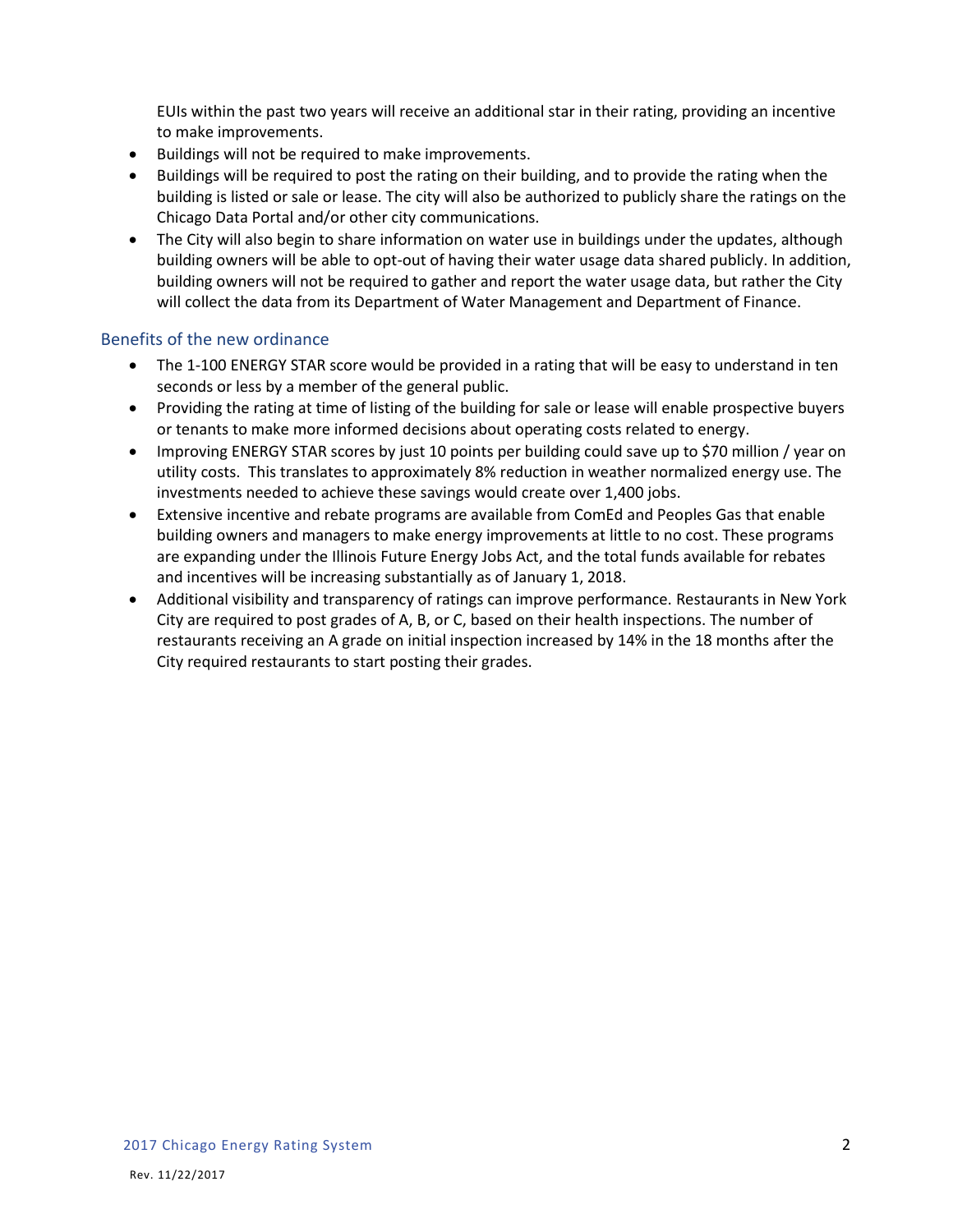EUIs within the past two years will receive an additional star in their rating, providing an incentive to make improvements.

- Buildings will not be required to make improvements.
- Buildings will be required to post the rating on their building, and to provide the rating when the building is listed or sale or lease. The city will also be authorized to publicly share the ratings on the Chicago Data Portal and/or other city communications.
- The City will also begin to share information on water use in buildings under the updates, although building owners will be able to opt-out of having their water usage data shared publicly. In addition, building owners will not be required to gather and report the water usage data, but rather the City will collect the data from its Department of Water Management and Department of Finance.

## Benefits of the new ordinance

- The 1-100 ENERGY STAR score would be provided in a rating that will be easy to understand in ten seconds or less by a member of the general public.
- Providing the rating at time of listing of the building for sale or lease will enable prospective buyers or tenants to make more informed decisions about operating costs related to energy.
- Improving ENERGY STAR scores by just 10 points per building could save up to $70 million / year on utility costs. This translates to approximately 8% reduction in weather normalized energy use. The investments needed to achieve these savings would create over 1,400 jobs.
- Extensive incentive and rebate programs are available from ComEd and Peoples Gas that enable building owners and managers to make energy improvements at little to no cost. These programs are expanding under the Illinois Future Energy Jobs Act, and the total funds available for rebates and incentives will be increasing substantially as of January 1, 2018.
- Additional visibility and transparency of ratings can improve performance. Restaurants in New York City are required to post grades of A, B, or C, based on their health inspections. The number of restaurants receiving an A grade on initial inspection increased by 14% in the 18 months after the City required restaurants to start posting their grades.